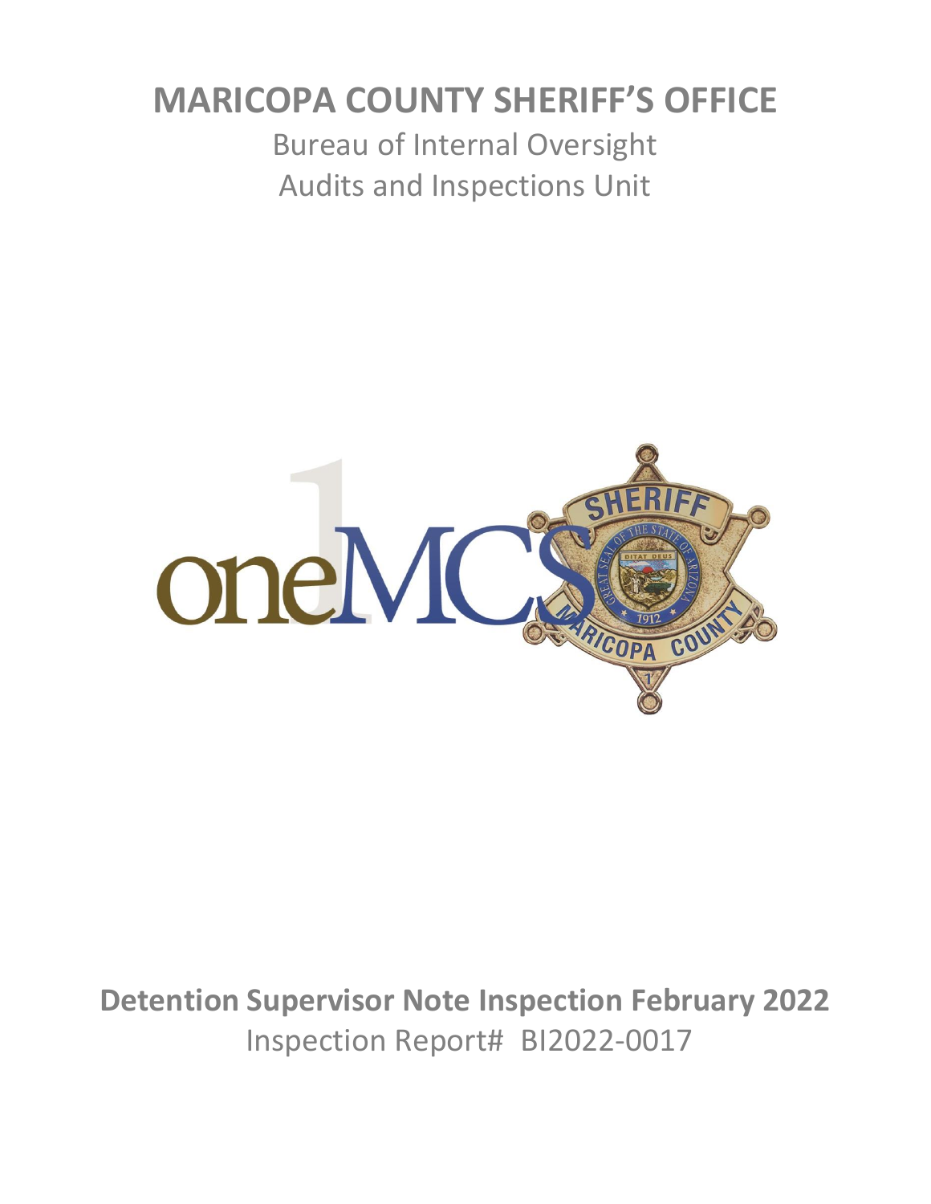# MARICOPA COUNTY SHERIFF'S OFFICE

Bureau of Internal Oversight

Audits and Inspections Unit

**Detention Supervisor Note Inspection February 2022**

Inspection Report# BI2022-0017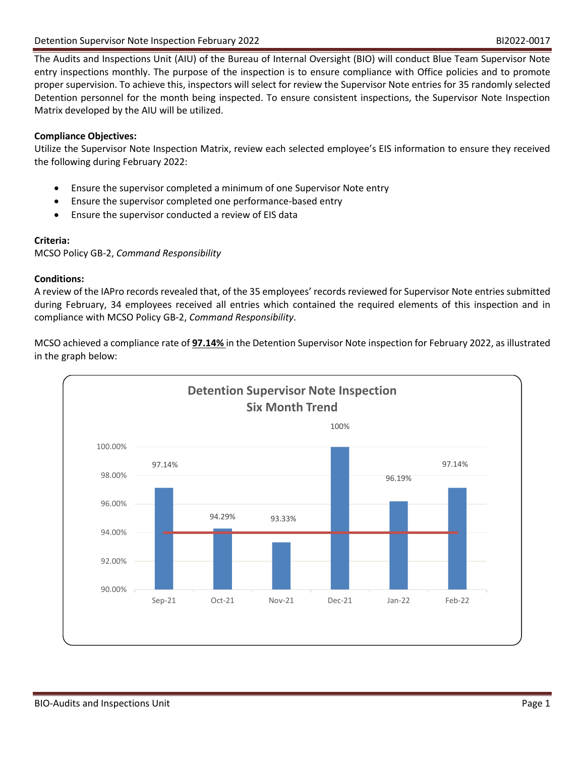The Audits and Inspections Unit (AIU) of the Bureau of Internal Oversight (BIO) will conduct Blue Team Supervisor Note entry inspections monthly. The purpose of the inspection is to ensure compliance with Office policies and to promote proper supervision. To achieve this, inspectors will select for review the Supervisor Note entries for 35 randomly selected Detention personnel for the month being inspected. To ensure consistent inspections, the Supervisor Note Inspection Matrix developed by the AIU will be utilized.

**Compliance Objectives:**

Utilize the Supervisor Note Inspection Matrix, review each selected employee's EIS information to ensure they received the following during February 2022:

- Ensure the supervisor completed a minimum of one Supervisor Note entry
- Ensure the supervisor completed one performance-based entry
- Ensure the supervisor conducted a review of EIS data

**Criteria:**

MCSO Policy GB-2, *Command Responsibility*

**Conditions:**

A review of the IAPro records revealed that, of the 35 employees' records reviewed for Supervisor Note entries submitted during February, 34 employees received all entries which contained the required elements of this inspection and in compliance with MCSO Policy GB-2, *Command Responsibility*.

MCSO achieved a compliance rate of **97.14%** in the Detention Supervisor Note inspection for February 2022, as illustrated in the graph below:

**Detention Supervisor Note Inspection**
**Six Month Trend**

| Month | Compliance Rate |
|---|---|
| Sep-21 | 97.14% |
| Oct-21 | 94.29% |
| Nov-21 | 93.33% |
| Dec-21 | 100% |
| Jan-22 | 96.19% |
| Feb-22 | 97.14% |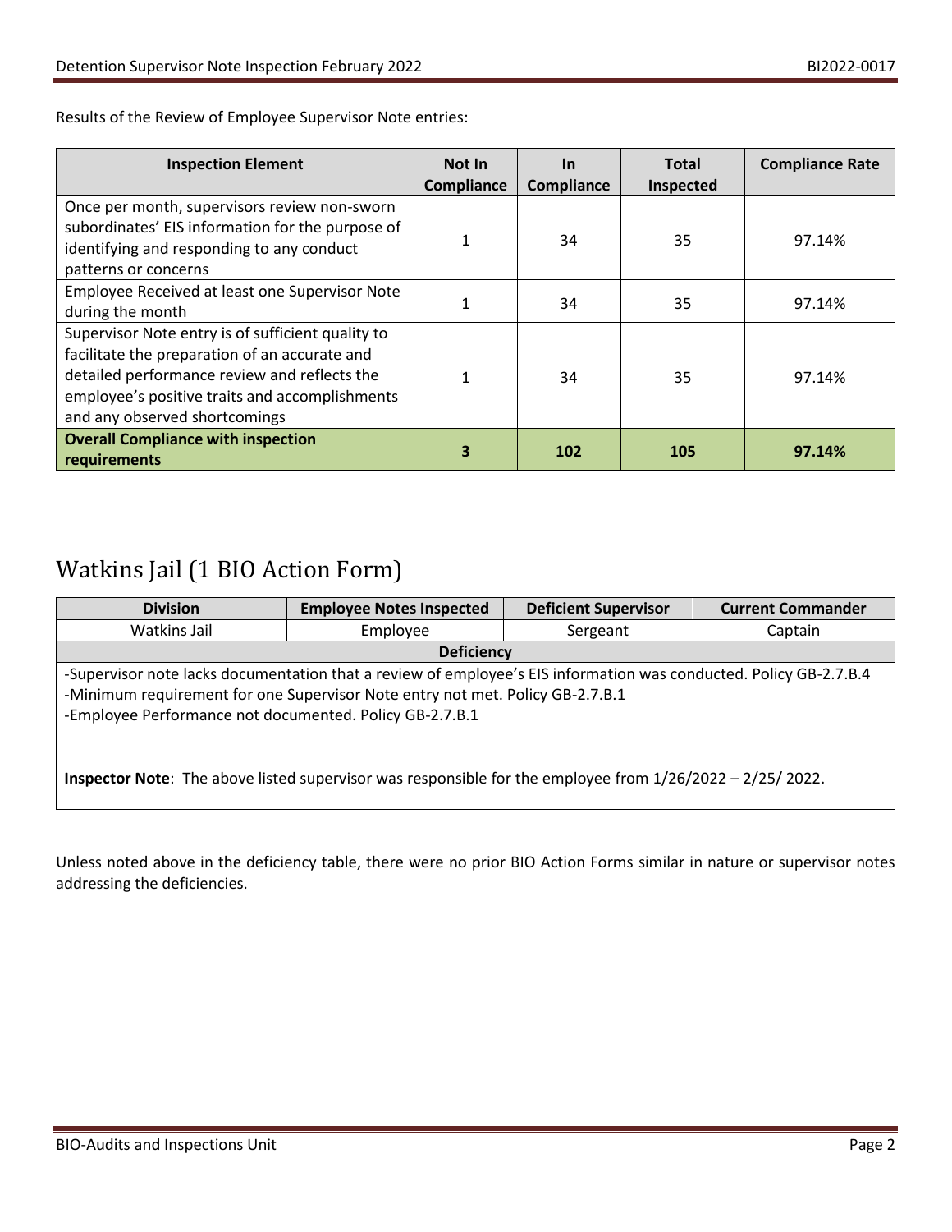Results of the Review of Employee Supervisor Note entries:

| Inspection Element | Not In Compliance | In Compliance | Total Inspected | Compliance Rate |
|---|---|---|---|---|
| Once per month, supervisors review non-sworn subordinates' EIS information for the purpose of identifying and responding to any conduct patterns or concerns | 1 | 34 | 35 | 97.14% |
| Employee Received at least one Supervisor Note during the month | 1 | 34 | 35 | 97.14% |
| Supervisor Note entry is of sufficient quality to facilitate the preparation of an accurate and detailed performance review and reflects the employee's positive traits and accomplishments and any observed shortcomings | 1 | 34 | 35 | 97.14% |
| **Overall Compliance with inspection requirements** | **3** | **102** | **105** | **97.14%** |

# Watkins Jail (1 BIO Action Form)

| Division | Employee Notes Inspected | Deficient Supervisor | Current Commander |
|---|---|---|---|
| Watkins Jail | Employee | Sergeant | Captain |
| **Deficiency** | | | |
| -Supervisor note lacks documentation that a review of employee's EIS information was conducted. Policy GB-2.7.B.4<br>-Minimum requirement for one Supervisor Note entry not met. Policy GB-2.7.B.1<br>-Employee Performance not documented. Policy GB-2.7.B.1<br><br>**Inspector Note**: The above listed supervisor was responsible for the employee from 1/26/2022 – 2/25/ 2022. | | | |

Unless noted above in the deficiency table, there were no prior BIO Action Forms similar in nature or supervisor notes addressing the deficiencies.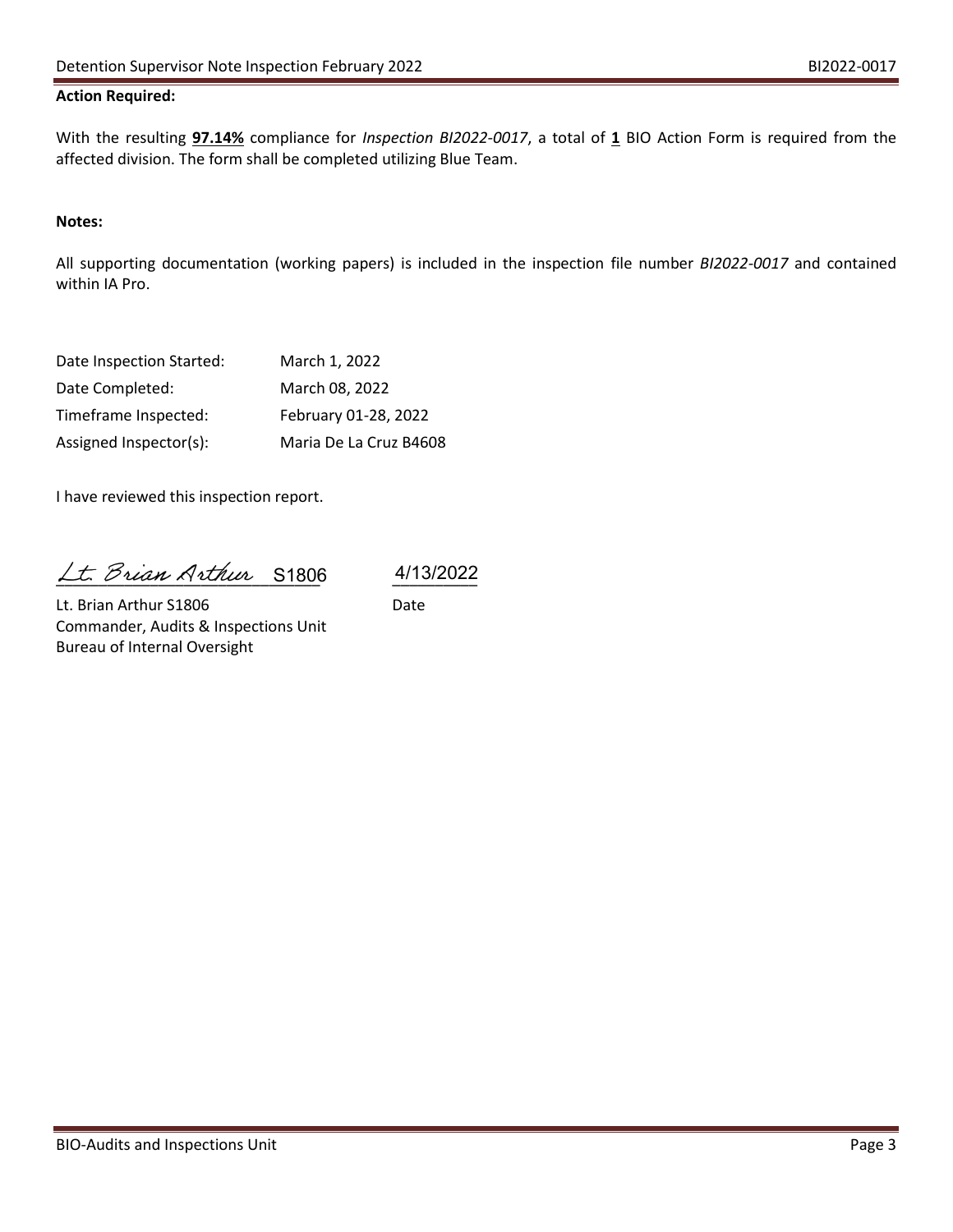**Action Required:**

With the resulting **97.14%** compliance for *Inspection BI2022-0017*, a total of **1** BIO Action Form is required from the affected division. The form shall be completed utilizing Blue Team.

**Notes:**

All supporting documentation (working papers) is included in the inspection file number *BI2022-0017* and contained within IA Pro.

| | |
|---|---|
| Date Inspection Started: | March 1, 2022 |
| Date Completed: | March 08, 2022 |
| Timeframe Inspected: | February 01-28, 2022 |
| Assigned Inspector(s): | Maria De La Cruz B4608 |

I have reviewed this inspection report.

Lt. Brian Arthur S1806 4/13/2022

Lt. Brian Arthur S1806
Commander, Audits & Inspections Unit
Bureau of Internal Oversight

Date